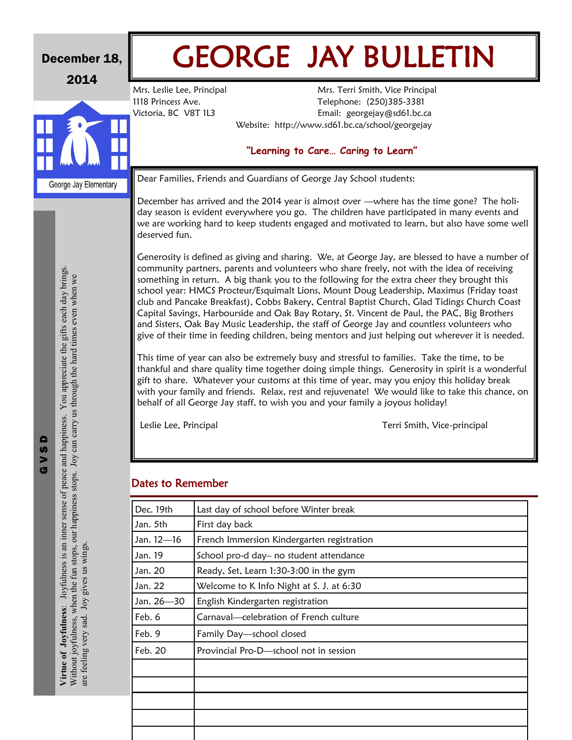December 18, 2014

George Jay Elementary

# GEORGE JAY BULLETIN

Mrs. Leslie Lee, Principal
1118 Princess Ave.
Victoria, BC V8T 1L3

Mrs. Terri Smith, Vice Principal
Telephone: (250)385-3381
Email: georgejay@sd61.bc.ca

Website: http://www.sd61.bc.ca/school/georgejay

**"Learning to Care… Caring to Learn"**

Dear Families, Friends and Guardians of George Jay School students:

December has arrived and the 2014 year is almost over —where has the time gone? The holiday season is evident everywhere you go. The children have participated in many events and we are working hard to keep students engaged and motivated to learn, but also have some well deserved fun.

Generosity is defined as giving and sharing. We, at George Jay, are blessed to have a number of community partners, parents and volunteers who share freely, not with the idea of receiving something in return. A big thank you to the following for the extra cheer they brought this school year: HMCS Procteur/Esquimalt Lions, Mount Doug Leadership, Maximus (Friday toast club and Pancake Breakfast), Cobbs Bakery, Central Baptist Church, Glad Tidings Church Coast Capital Savings, Harbourside and Oak Bay Rotary, St. Vincent de Paul, the PAC, Big Brothers and Sisters, Oak Bay Music Leadership, the staff of George Jay and countless volunteers who give of their time in feeding children, being mentors and just helping out wherever it is needed.

This time of year can also be extremely busy and stressful to families. Take the time, to be thankful and share quality time together doing simple things. Generosity in spirit is a wonderful gift to share. Whatever your customs at this time of year, may you enjoy this holiday break with your family and friends. Relax, rest and rejuvenate! We would like to take this chance, on behalf of all George Jay staff, to wish you and your family a joyous holiday!

Leslie Lee, Principal

Terri Smith, Vice-principal

## Dates to Remember

| | |
|---|---|
| Dec. 19th | Last day of school before Winter break |
| Jan. 5th | First day back |
| Jan. 12—16 | French Immersion Kindergarten registration |
| Jan. 19 | School pro-d day– no student attendance |
| Jan. 20 | Ready, Set, Learn 1:30-3:00 in the gym |
| Jan. 22 | Welcome to K Info Night at S. J. at 6:30 |
| Jan. 26—30 | English Kindergarten registration |
| Feb. 6 | Carnaval—celebration of French culture |
| Feb. 9 | Family Day—school closed |
| Feb. 20 | Provincial Pro-D—school not in session |
| | |
| | |
| | |
| | |
| | |

G V S D

**Virtue of Joyfulness**: Joyfulness is an inner sense of peace and happiness. You appreciate the gifts each day brings. Without joyfulness, when the fun stops, our happiness stops. Joy can carry us through the hard times even when we are feeling very sad. Joy gives us wings.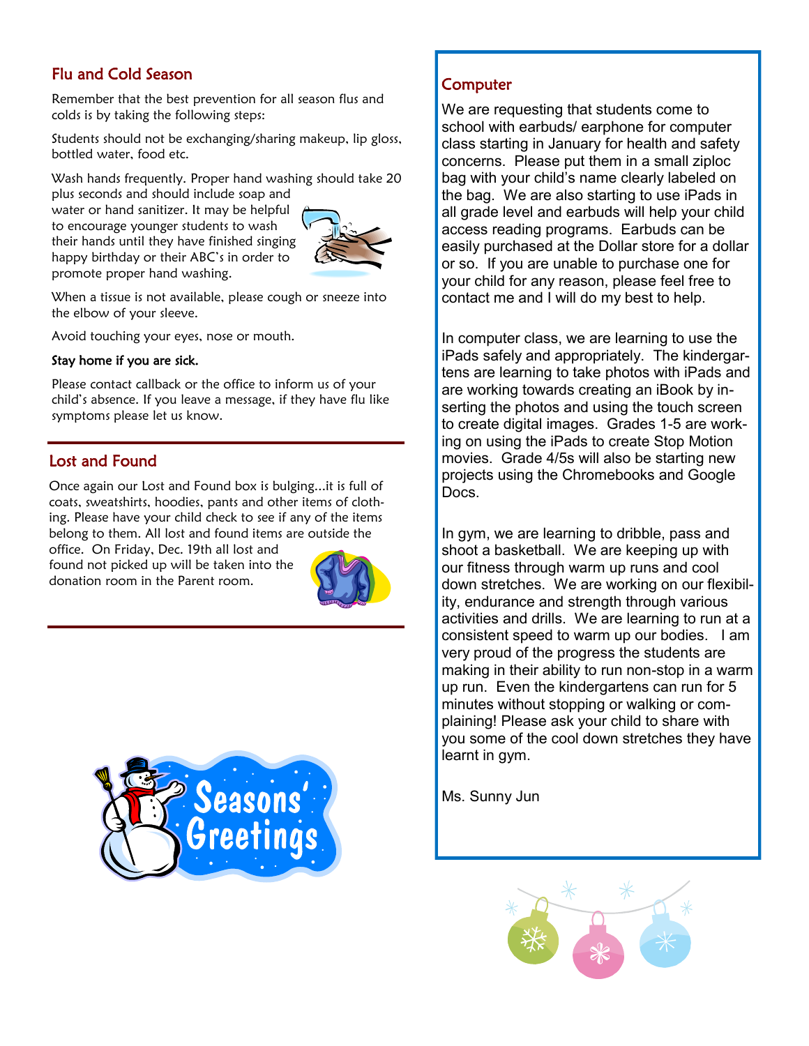## Flu and Cold Season

Remember that the best prevention for all season flus and colds is by taking the following steps:

Students should not be exchanging/sharing makeup, lip gloss, bottled water, food etc.

Wash hands frequently. Proper hand washing should take 20 plus seconds and should include soap and water or hand sanitizer. It may be helpful to encourage younger students to wash their hands until they have finished singing happy birthday or their ABC's in order to promote proper hand washing.

When a tissue is not available, please cough or sneeze into the elbow of your sleeve.

Avoid touching your eyes, nose or mouth.

**Stay home if you are sick.**

Please contact callback or the office to inform us of your child's absence. If you leave a message, if they have flu like symptoms please let us know.

## Lost and Found

Once again our Lost and Found box is bulging...it is full of coats, sweatshirts, hoodies, pants and other items of clothing. Please have your child check to see if any of the items belong to them. All lost and found items are outside the office. On Friday, Dec. 19th all lost and found not picked up will be taken into the donation room in the Parent room.

Seasons' Greetings

## Computer

We are requesting that students come to school with earbuds/ earphone for computer class starting in January for health and safety concerns. Please put them in a small ziploc bag with your child's name clearly labeled on the bag. We are also starting to use iPads in all grade level and earbuds will help your child access reading programs. Earbuds can be easily purchased at the Dollar store for a dollar or so. If you are unable to purchase one for your child for any reason, please feel free to contact me and I will do my best to help.

In computer class, we are learning to use the iPads safely and appropriately. The kindergartens are learning to take photos with iPads and are working towards creating an iBook by inserting the photos and using the touch screen to create digital images. Grades 1-5 are working on using the iPads to create Stop Motion movies. Grade 4/5s will also be starting new projects using the Chromebooks and Google Docs.

In gym, we are learning to dribble, pass and shoot a basketball. We are keeping up with our fitness through warm up runs and cool down stretches. We are working on our flexibility, endurance and strength through various activities and drills. We are learning to run at a consistent speed to warm up our bodies. I am very proud of the progress the students are making in their ability to run non-stop in a warm up run. Even the kindergartens can run for 5 minutes without stopping or walking or complaining! Please ask your child to share with you some of the cool down stretches they have learnt in gym.

Ms. Sunny Jun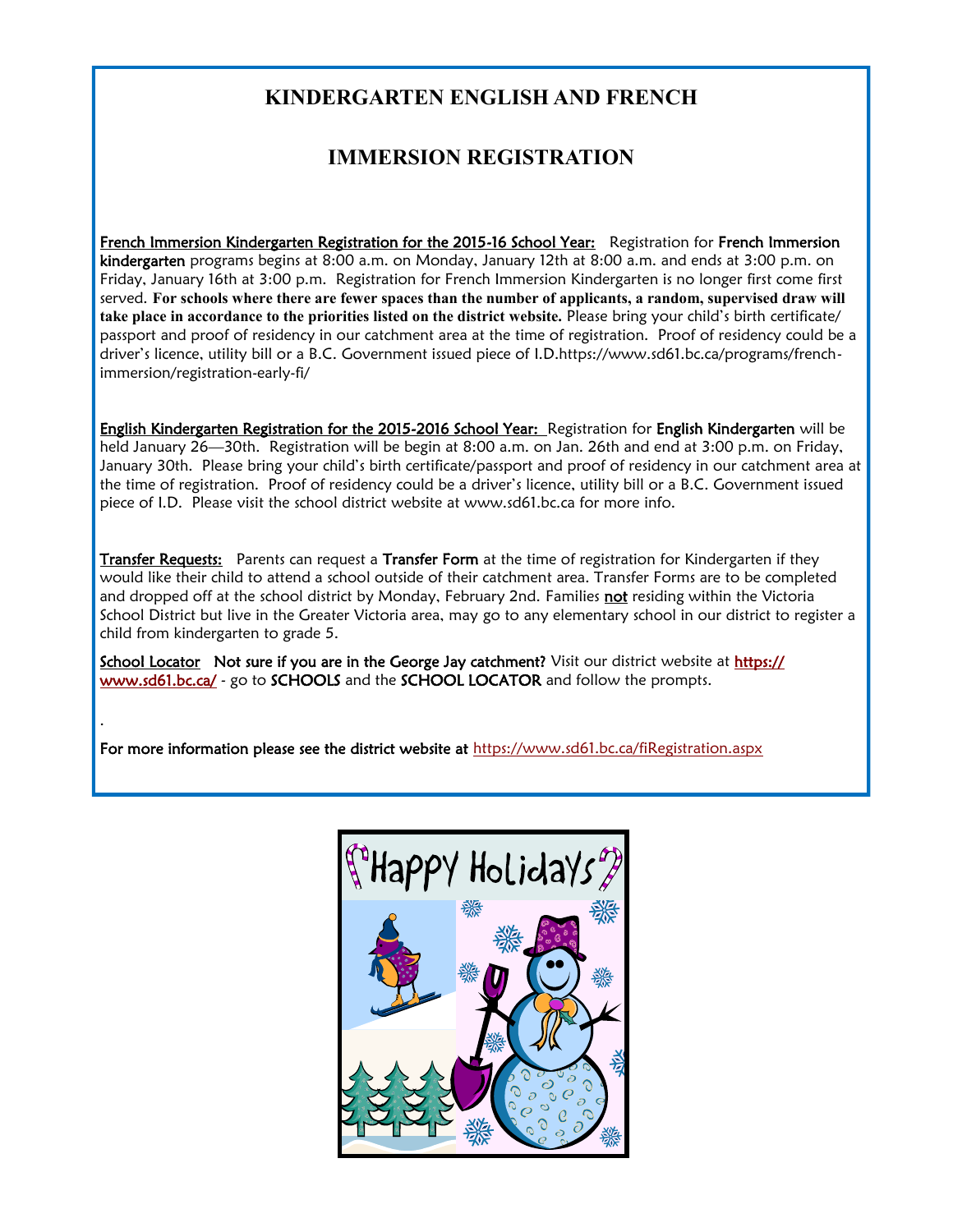## KINDERGARTEN ENGLISH AND FRENCH

## IMMERSION REGISTRATION

<u>French Immersion Kindergarten Registration for the 2015-16 School Year:</u> Registration for **French Immersion kindergarten** programs begins at 8:00 a.m. on Monday, January 12th at 8:00 a.m. and ends at 3:00 p.m. on Friday, January 16th at 3:00 p.m. Registration for French Immersion Kindergarten is no longer first come first served. **For schools where there are fewer spaces than the number of applicants, a random, supervised draw will take place in accordance to the priorities listed on the district website.** Please bring your child's birth certificate/ passport and proof of residency in our catchment area at the time of registration. Proof of residency could be a driver's licence, utility bill or a B.C. Government issued piece of I.D.https://www.sd61.bc.ca/programs/french-immersion/registration-early-fi/

<u>English Kindergarten Registration for the 2015-2016 School Year:</u> Registration for **English Kindergarten** will be held January 26—30th. Registration will be begin at 8:00 a.m. on Jan. 26th and end at 3:00 p.m. on Friday, January 30th. Please bring your child's birth certificate/passport and proof of residency in our catchment area at the time of registration. Proof of residency could be a driver's licence, utility bill or a B.C. Government issued piece of I.D. Please visit the school district website at www.sd61.bc.ca for more info.

<u>Transfer Requests:</u> Parents can request a **Transfer Form** at the time of registration for Kindergarten if they would like their child to attend a school outside of their catchment area. Transfer Forms are to be completed and dropped off at the school district by Monday, February 2nd. Families <u>not</u> residing within the Victoria School District but live in the Greater Victoria area, may go to any elementary school in our district to register a child from kindergarten to grade 5.

<u>School Locator</u> **Not sure if you are in the George Jay catchment?** Visit our district website at **https://www.sd61.bc.ca/** - go to **SCHOOLS** and the **SCHOOL LOCATOR** and follow the prompts.

.

**For more information please see the district website at** https://www.sd61.bc.ca/fiRegistration.aspx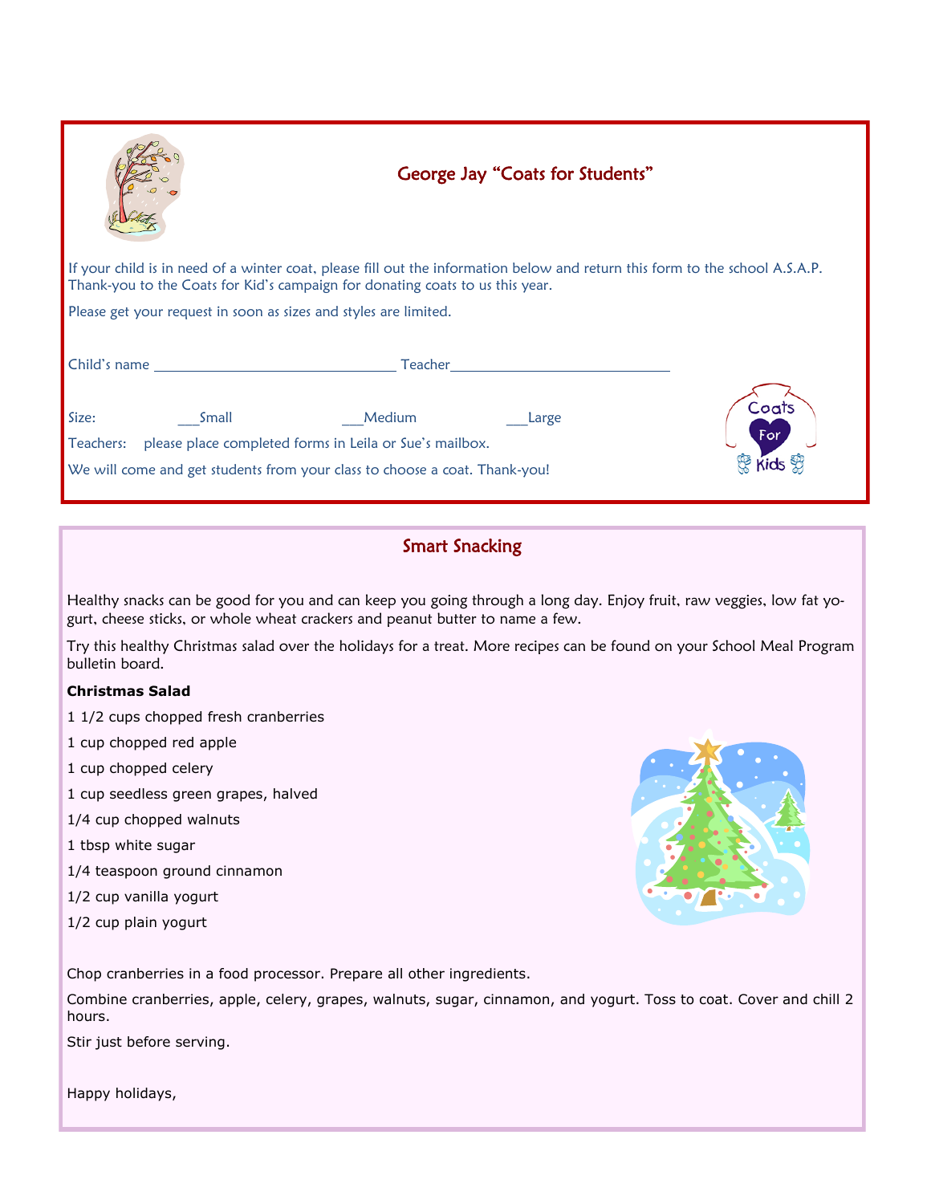## George Jay “Coats for Students”

If your child is in need of a winter coat, please fill out the information below and return this form to the school A.S.A.P. Thank-you to the Coats for Kid’s campaign for donating coats to us this year.

Please get your request in soon as sizes and styles are limited.

Child’s name ______________________________ Teacher____________________________

Size: ___Small ___Medium ___Large

Teachers: please place completed forms in Leila or Sue’s mailbox.

We will come and get students from your class to choose a coat. Thank-you!

## Smart Snacking

Healthy snacks can be good for you and can keep you going through a long day. Enjoy fruit, raw veggies, low fat yogurt, cheese sticks, or whole wheat crackers and peanut butter to name a few.

Try this healthy Christmas salad over the holidays for a treat. More recipes can be found on your School Meal Program bulletin board.

**Christmas Salad**

1 1/2 cups chopped fresh cranberries

1 cup chopped red apple

1 cup chopped celery

1 cup seedless green grapes, halved

1/4 cup chopped walnuts

1 tbsp white sugar

1/4 teaspoon ground cinnamon

1/2 cup vanilla yogurt

1/2 cup plain yogurt

Chop cranberries in a food processor. Prepare all other ingredients.

Combine cranberries, apple, celery, grapes, walnuts, sugar, cinnamon, and yogurt. Toss to coat. Cover and chill 2 hours.

Stir just before serving.

Happy holidays,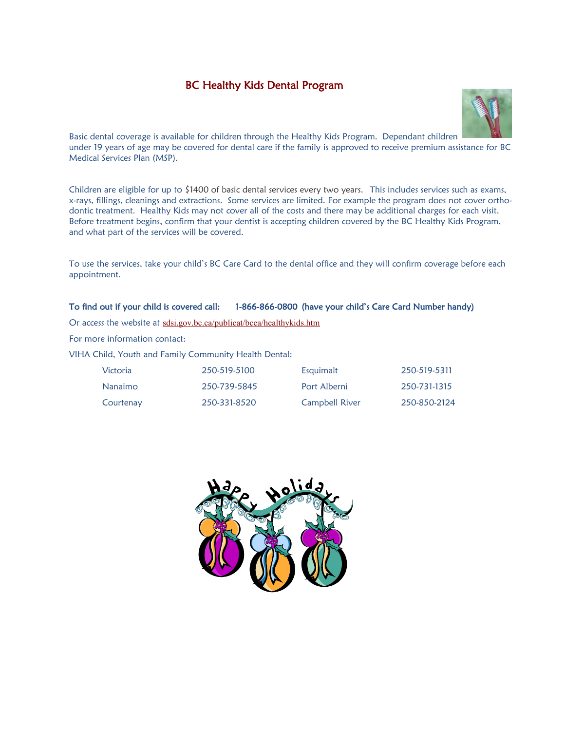# BC Healthy Kids Dental Program

Basic dental coverage is available for children through the Healthy Kids Program. Dependant children under 19 years of age may be covered for dental care if the family is approved to receive premium assistance for BC Medical Services Plan (MSP).

Children are eligible for up to $1400 of basic dental services every two years. This includes services such as exams, x-rays, fillings, cleanings and extractions. Some services are limited. For example the program does not cover orthodontic treatment. Healthy Kids may not cover all of the costs and there may be additional charges for each visit. Before treatment begins, confirm that your dentist is accepting children covered by the BC Healthy Kids Program, and what part of the services will be covered.

To use the services, take your child's BC Care Card to the dental office and they will confirm coverage before each appointment.

**To find out if your child is covered call: 1-866-866-0800 (have your child's Care Card Number handy)**

Or access the website at sdsi.gov.bc.ca/publicat/bcea/healthykids.htm

For more information contact:

VIHA Child, Youth and Family Community Health Dental:

| | | | |
|---|---|---|---|
| Victoria | 250-519-5100 | Esquimalt | 250-519-5311 |
| Nanaimo | 250-739-5845 | Port Alberni | 250-731-1315 |
| Courtenay | 250-331-8520 | Campbell River | 250-850-2124 |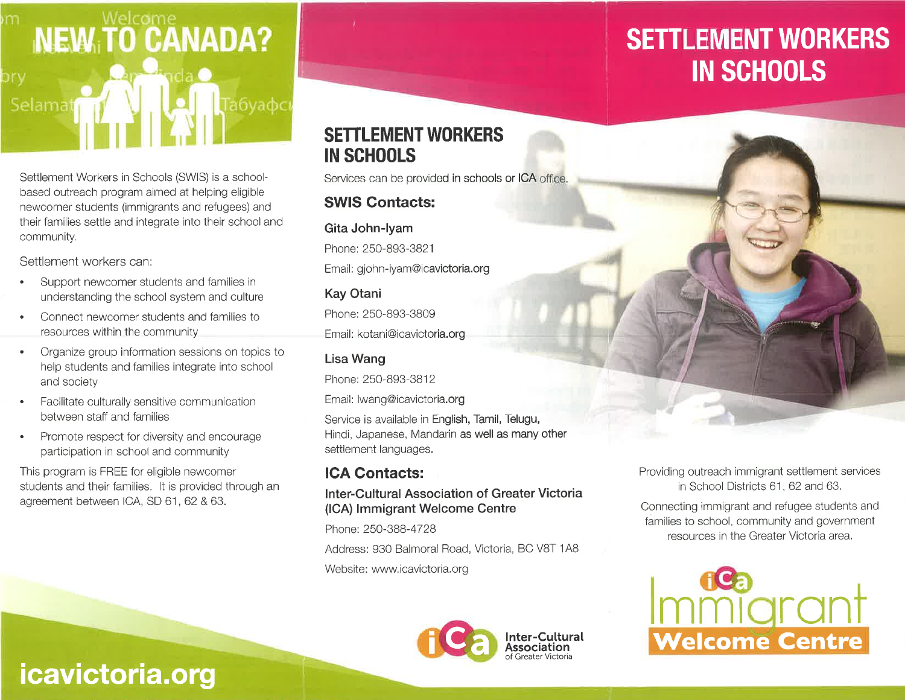# NEW TO CANADA?

Settlement Workers in Schools (SWIS) is a school-based outreach program aimed at helping eligible newcomer students (immigrants and refugees) and their families settle and integrate into their school and community.

Settlement workers can:

- Support newcomer students and families in understanding the school system and culture
- Connect newcomer students and families to resources within the community
- Organize group information sessions on topics to help students and families integrate into school and society
- Facilitate culturally sensitive communication between staff and families
- Promote respect for diversity and encourage participation in school and community

This program is FREE for eligible newcomer students and their families. It is provided through an agreement between ICA, SD 61, 62 & 63.

**icavictoria.org**

## SETTLEMENT WORKERS IN SCHOOLS

Services can be provided in schools or ICA office.

### SWIS Contacts:

**Gita John-Iyam**

Phone: 250-893-3821

Email: gjohn-iyam@icavictoria.org

**Kay Otani**

Phone: 250-893-3809

Email: kotani@icavictoria.org

**Lisa Wang**

Phone: 250-893-3812

Email: lwang@icavictoria.org

Service is available in English, Tamil, Telugu, Hindi, Japanese, Mandarin as well as many other settlement languages.

### ICA Contacts:

**Inter-Cultural Association of Greater Victoria (ICA) Immigrant Welcome Centre**

Phone: 250-388-4728

Address: 930 Balmoral Road, Victoria, BC V8T 1A8

Website: www.icavictoria.org

Inter-Cultural Association of Greater Victoria

# SETTLEMENT WORKERS IN SCHOOLS

Providing outreach immigrant settlement services in School Districts 61, 62 and 63.

Connecting immigrant and refugee students and families to school, community and government resources in the Greater Victoria area.

ICA Immigrant Welcome Centre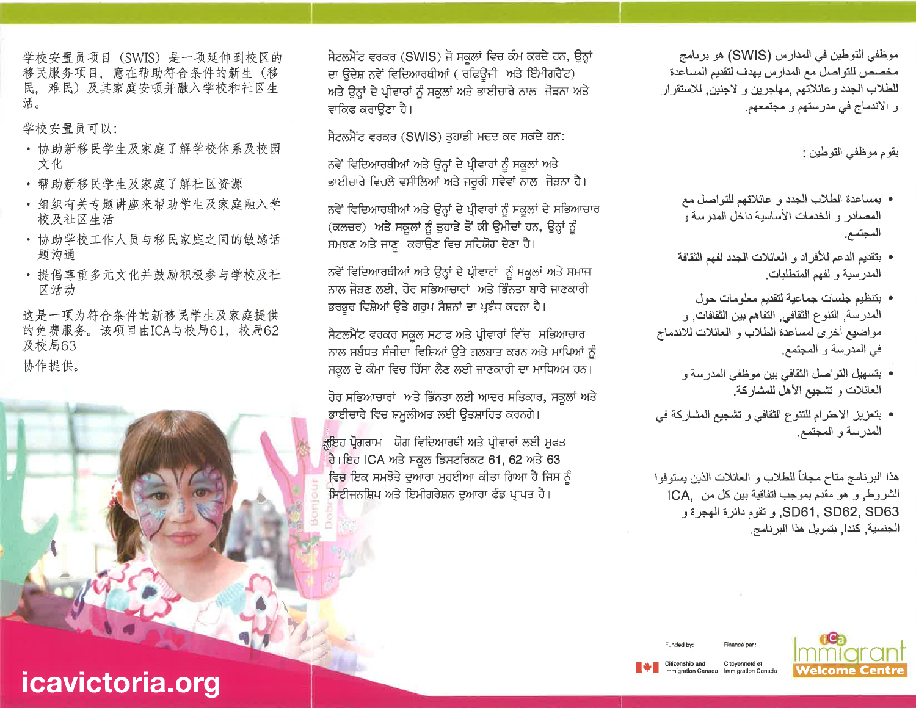学校安置员项目（SWIS）是一项延伸到校区的移民服务项目，意在帮助符合条件的新生（移民，难民）及其家庭安顿并融入学校和社区生活。

学校安置员可以：

- 协助新移民学生及家庭了解学校体系及校园文化
- 帮助新移民学生及家庭了解社区资源
- 组织有关专题讲座来帮助学生及家庭融入学校及社区生活
- 协助学校工作人员与移民家庭之间的敏感话题沟通
- 提倡尊重多元文化并鼓励积极参与学校及社区活动

这是一项为符合条件的新移民学生及家庭提供的免费服务。该项目由ICA与校局61，校局62及校局63协作提供。

icavictoria.org

ਸੈਟਲਮੈਂਟ ਵਰਕਰ (SWIS) ਜੋ ਸਕੂਲਾਂ ਵਿਚ ਕੰਮ ਕਰਦੇ ਹਨ, ਉਨ੍ਹਾਂ ਦਾ ਉਦੇਸ਼ ਨਵੇਂ ਵਿਦਿਆਰਥੀਆਂ ( ਰਫਿਊਜੀ ਅਤੇ ਇੰਮੀਗਰੈਂਟ) ਅਤੇ ਉਨ੍ਹਾਂ ਦੇ ਪ੍ਰੀਵਾਰਾਂ ਨੂੰ ਸਕੂਲਾਂ ਅਤੇ ਭਾਈਚਾਰੇ ਨਾਲ ਜੋੜਨਾ ਅਤੇ ਵਾਕਿਫ ਕਰਾਉਣਾ ਹੈ।

ਸੈਟਲਮੈਂਟ ਵਰਕਰ (SWIS) ਤੁਹਾਡੀ ਮਦਦ ਕਰ ਸਕਦੇ ਹਨ:

ਨਵੇਂ ਵਿਦਿਆਰਥੀਆਂ ਅਤੇ ਉਨ੍ਹਾਂ ਦੇ ਪ੍ਰੀਵਾਰਾਂ ਨੂੰ ਸਕੂਲਾਂ ਅਤੇ ਭਾਈਚਾਰੇ ਵਿਚਲੇ ਵਸੀਲਿਆਂ ਅਤੇ ਜਰੂਰੀ ਸਵੇਵਾਂ ਨਾਲ ਜੋੜਨਾ ਹੈ।

ਨਵੇਂ ਵਿਦਿਆਰਥੀਆਂ ਅਤੇ ਉਨ੍ਹਾਂ ਦੇ ਪ੍ਰੀਵਾਰਾਂ ਨੂੰ ਸਕੂਲਾਂ ਦੇ ਸਭਿਆਚਾਰ (ਕਲਚਰ) ਅਤੇ ਸਕੂਲਾਂ ਨੂੰ ਤੁਹਾਡੇ ਤੋਂ ਕੀ ਉਮੀਦਾਂ ਹਨ, ਉਨ੍ਹਾਂ ਨੂੰ ਸਮਝਣ ਅਤੇ ਜਾਣੂ ਕਰਾਉਣ ਵਿਚ ਸਹਿਯੋਗ ਦੇਣਾ ਹੈ।

ਨਵੇਂ ਵਿਦਿਆਰਥੀਆਂ ਅਤੇ ਉਨ੍ਹਾਂ ਦੇ ਪ੍ਰੀਵਾਰਾਂ ਨੂੰ ਸਕੂਲਾਂ ਅਤੇ ਸਮਾਜ ਨਾਲ ਜੋੜਣ ਲਈ, ਹੋਰ ਸਭਿਆਚਾਰਾਂ ਅਤੇ ਭਿੰਨਤਾ ਬਾਰੇ ਜਾਣਕਾਰੀ ਭਰਭੂਰ ਵਿਸ਼ਿਆਂ ਉਤੇ ਗਰੁਪ ਸੈਸ਼ਨਾਂ ਦਾ ਪ੍ਰਬੰਧ ਕਰਨਾ ਹੈ।

ਸੈਟਲਮੈਂਟ ਵਰਕਰ ਸਕੂਲ ਸਟਾਫ ਅਤੇ ਪ੍ਰੀਵਾਰਾਂ ਵਿੱਚ ਸਭਿਆਚਾਰ ਨਾਲ ਸਬੰਧਤ ਸੰਜੀਦਾ ਵਿਸ਼ਿਆਂ ਉਤੇ ਗਲਬਾਤ ਕਰਨ ਅਤੇ ਮਾਪਿਆਂ ਨੂੰ ਸਕੂਲ ਦੇ ਕੰਮਾ ਵਿਚ ਹਿੱਸਾ ਲੈਣ ਲਈ ਜਾਣਕਾਰੀ ਦਾ ਮਾਧਿਅਮ ਹਨ।

ਹੋਰ ਸਭਿਆਚਾਰਾਂ ਅਤੇ ਭਿੰਨਤਾ ਲਈ ਆਦਰ ਸਤਿਕਾਰ, ਸਕੂਲਾਂ ਅਤੇ ਭਾਈਚਾਰੇ ਵਿਚ ਸ਼ਮੂਲੀਅਤ ਲਈ ਉਤਸ਼ਾਹਿਤ ਕਰਨਗੇ।

ਇਹ ਪ੍ਰੋਗਰਾਮ ਯੋਗ ਵਿਦਿਆਰਥੀ ਅਤੇ ਪ੍ਰੀਵਾਰਾਂ ਲਈ ਮੁਫਤ ਹੈ। ਇਹ ICA ਅਤੇ ਸਕੂਲ ਡਿਸਟਰਿਕਟ 61, 62 ਅਤੇ 63 ਵਿਚ ਇਕ ਸਮਝੌਤੇ ਦੁਆਰਾ ਮੁਹਈਆ ਕੀਤਾ ਗਿਆ ਹੈ ਜਿਸ ਨੂੰ ਸਿਟੀਜਨਸ਼ਿਪ ਅਤੇ ਇਮੀਗਰੇਸ਼ਨ ਦੁਆਰਾ ਫੰਡ ਪ੍ਰਾਪਤ ਹੈ।

موظفي التوطين في المدارس (SWIS) هو برنامج مخصص للتواصل مع المدارس يهدف لتقديم المساعدة للطلاب الجدد وعائلاتهم ,مهاجرين و لاجئين, للاستقرار و الاندماج في مدرستهم و مجتمعهم.

يقوم موظفي التوطين :

- بمساعدة الطلاب الجدد و عائلاتهم للتواصل مع المصادر و الخدمات الأساسية داخل المدرسة و المجتمع.
- بتقديم الدعم للأفراد و العائلات الجدد لفهم الثقافة المدرسية و لفهم المتطلبات.
- بتنظيم جلسات جماعية لتقديم معلومات حول المدرسة, التنوع الثقافي, التفاهم بين الثقافات, و مواضيع أخرى لمساعدة الطلاب و العائلات للاندماج في المدرسة و المجتمع.
- بتسهيل التواصل الثقافي بين موظفي المدرسة و العائلات و تشجيع الأهل للمشاركة.
- بتعزيز الاحترام للتنوع الثقافي و تشجيع المشاركة في المدرسة و المجتمع.

هذا البرنامج متاح مجاناً للطلاب و العائلات الذين يستوفوا الشروط, و هو مقدم بموجب اتفاقية بين كل من ,ICA SD61, SD62, SD63, و تقوم دائرة الهجرة و الجنسية, كندا, بتمويل هذا البرنامج.

Funded by: Citizenship and Immigration Canada

Financé par : Citoyenneté et Immigration Canada

iCa Immigrant Welcome Centre